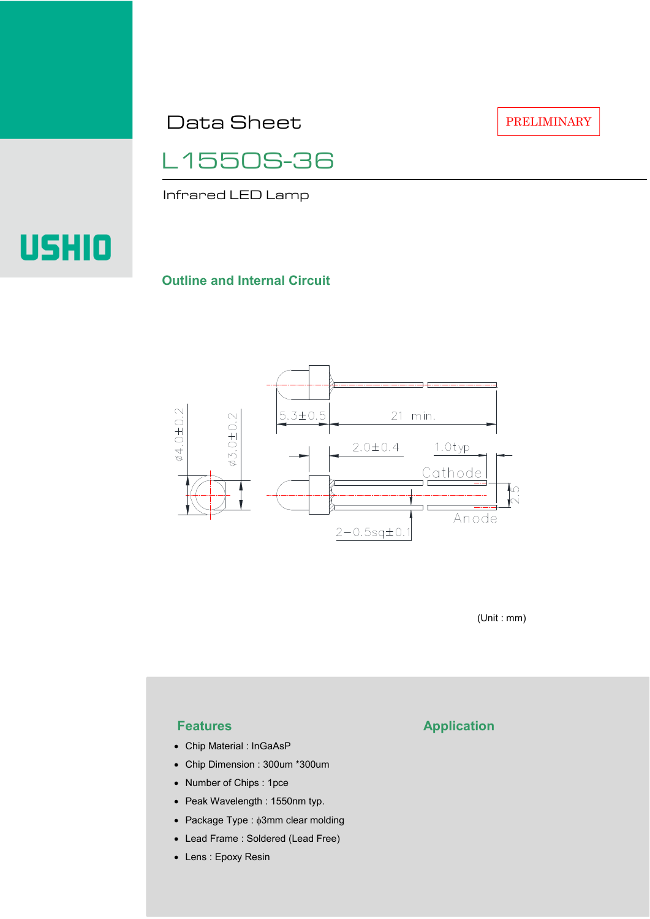Data Sheet

PRELIMINARY

# L1550S-36

Infrared LED Lamp

USHIO

## Outline and Internal Circuit

5.3±0.5

21 min.

φ4.0±0.2

φ3.0±0.2

2.0±0.4

1.0typ

Cathode

2.5

Anode

2−0.5sq±0.1

(Unit : mm)

## Features

- Chip Material : InGaAsP
- Chip Dimension : 300um *300um
- Number of Chips : 1pce
- Peak Wavelength : 1550nm typ.
- Package Type : ϕ3mm clear molding
- Lead Frame : Soldered (Lead Free)
- Lens : Epoxy Resin

## Application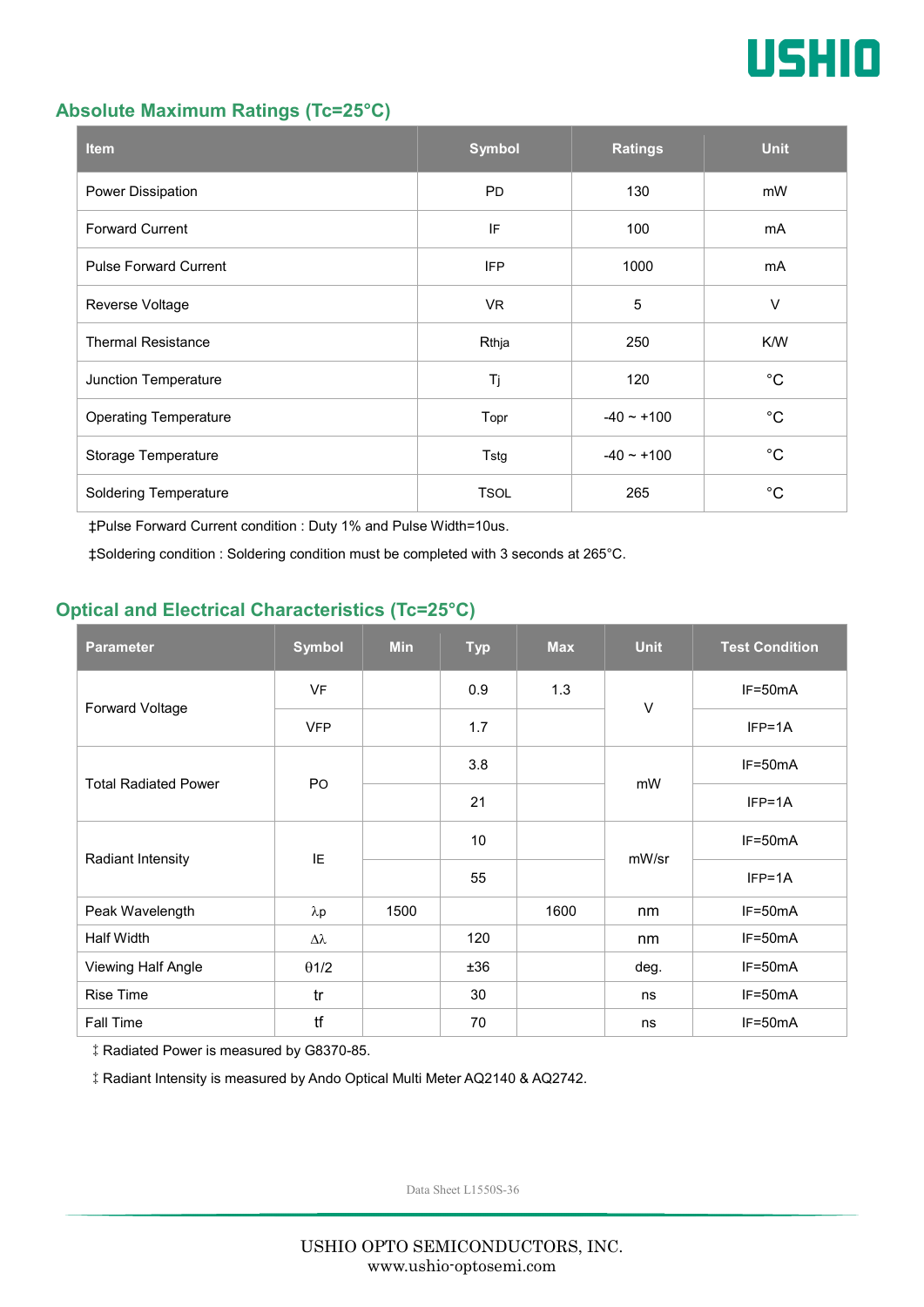## Absolute Maximum Ratings (Tc=25°C)

| Item | Symbol | Ratings | Unit |
|---|---|---|---|
| Power Dissipation | PD | 130 | mW |
| Forward Current | IF | 100 | mA |
| Pulse Forward Current | IFP | 1000 | mA |
| Reverse Voltage | VR | 5 | V |
| Thermal Resistance | Rthja | 250 | K/W |
| Junction Temperature | Tj | 120 | °C |
| Operating Temperature | Topr | -40 ~ +100 | °C |
| Storage Temperature | Tstg | -40 ~ +100 | °C |
| Soldering Temperature | TSOL | 265 | °C |

‡Pulse Forward Current condition : Duty 1% and Pulse Width=10us.

‡Soldering condition : Soldering condition must be completed with 3 seconds at 265°C.

## Optical and Electrical Characteristics (Tc=25°C)

| Parameter | Symbol | Min | Typ | Max | Unit | Test Condition |
|---|---|---|---|---|---|---|
| Forward Voltage | VF | | 0.9 | 1.3 | V | IF=50mA |
| | VFP | | 1.7 | | | IFP=1A |
| Total Radiated Power | PO | | 3.8 | | mW | IF=50mA |
| | | | 21 | | | IFP=1A |
| Radiant Intensity | IE | | 10 | | mW/sr | IF=50mA |
| | | | 55 | | | IFP=1A |
| Peak Wavelength | λp | 1500 | | 1600 | nm | IF=50mA |
| Half Width | Δλ | | 120 | | nm | IF=50mA |
| Viewing Half Angle | θ1/2 | | ±36 | | deg. | IF=50mA |
| Rise Time | tr | | 30 | | ns | IF=50mA |
| Fall Time | tf | | 70 | | ns | IF=50mA |

‡ Radiated Power is measured by G8370-85.

‡ Radiant Intensity is measured by Ando Optical Multi Meter AQ2140 & AQ2742.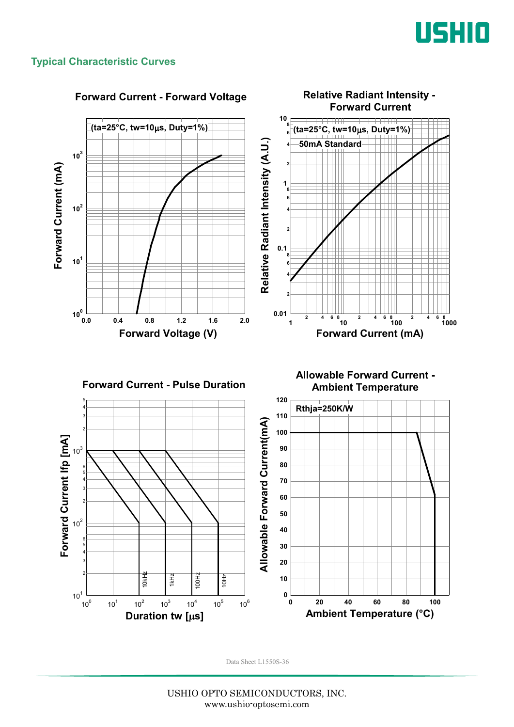## Typical Characteristic Curves

**Forward Current - Forward Voltage**

(ta=25°C, tw=10μs, Duty=1%)

Forward Current (mA) vs. Forward Voltage (V)

**Relative Radiant Intensity - Forward Current**

(ta=25°C, tw=10μs, Duty=1%)

50mA Standard

Relative Radiant Intensity (A.U.) vs. Forward Current (mA)

**Forward Current - Pulse Duration**

Forward Current Ifp [mA] vs. Duration tw [μs]

10kHz, 1kHz, 100Hz, 10Hz

**Allowable Forward Current - Ambient Temperature**

Rthja=250K/W

Allowable Forward Current(mA) vs. Ambient Temperature (°C)

Data Sheet L1550S-36

USHIO OPTO SEMICONDUCTORS, INC.
www.ushio-optosemi.com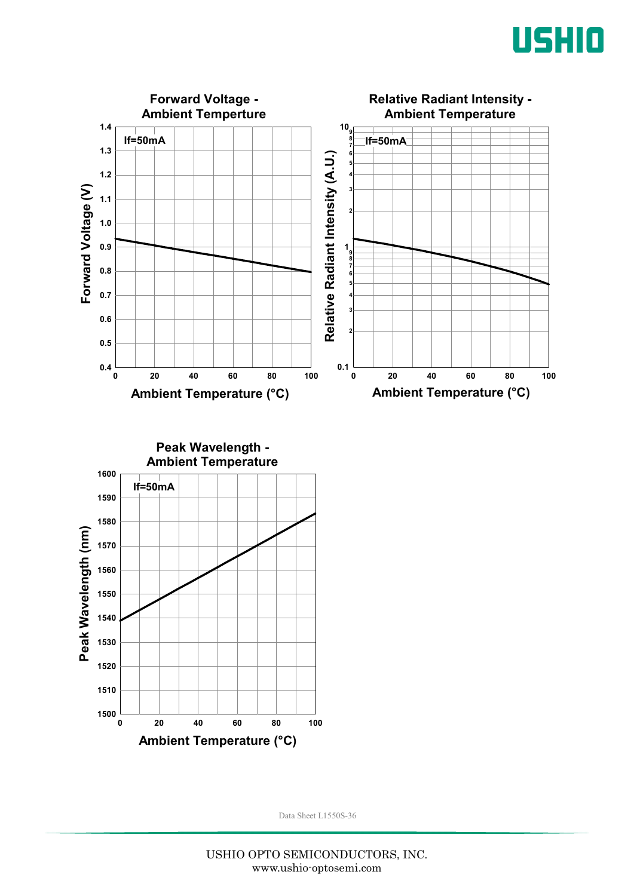## Forward Voltage - Ambient Temperture

If=50mA

Forward Voltage (V)

1.4, 1.3, 1.2, 1.1, 1.0, 0.9, 0.8, 0.7, 0.6, 0.5, 0.4

0, 20, 40, 60, 80, 100

Ambient Temperature (°C)

## Relative Radiant Intensity - Ambient Temperature

If=50mA

Relative Radiant Intensity (A.U.)

10, 1, 0.1

0, 20, 40, 60, 80, 100

Ambient Temperature (°C)

## Peak Wavelength - Ambient Temperature

If=50mA

Peak Wavelength (nm)

1600, 1590, 1580, 1570, 1560, 1550, 1540, 1530, 1520, 1510, 1500

0, 20, 40, 60, 80, 100

Ambient Temperature (°C)

Data Sheet L1550S-36

USHIO OPTO SEMICONDUCTORS, INC.
www.ushio-optosemi.com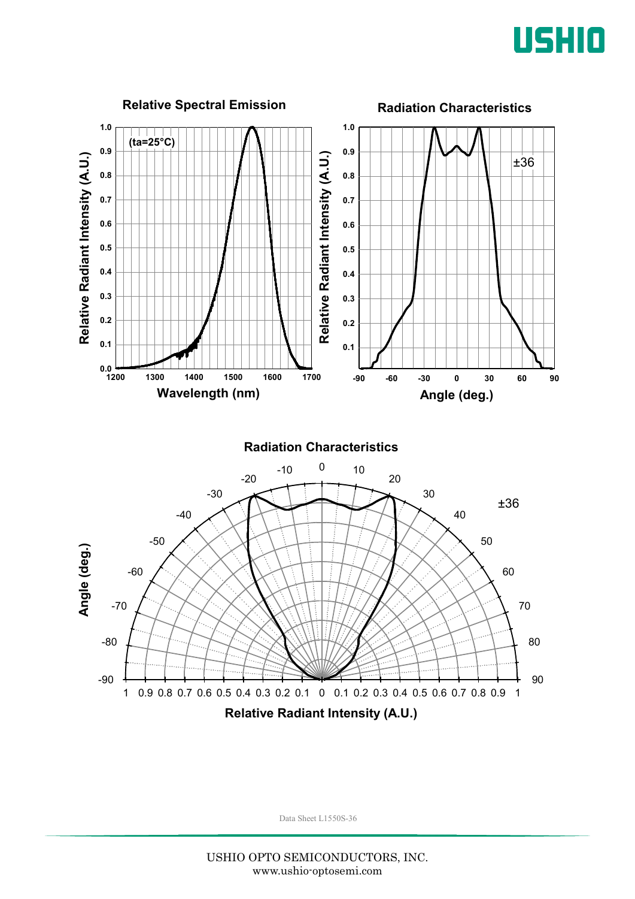### Relative Spectral Emission

(ta=25°C)

Relative Radiant Intensity (A.U.) vs. Wavelength (nm)

### Radiation Characteristics

±36

Relative Radiant Intensity (A.U.) vs. Angle (deg.)

### Radiation Characteristics

±36

Angle (deg.) vs. Relative Radiant Intensity (A.U.)

Data Sheet L1550S-36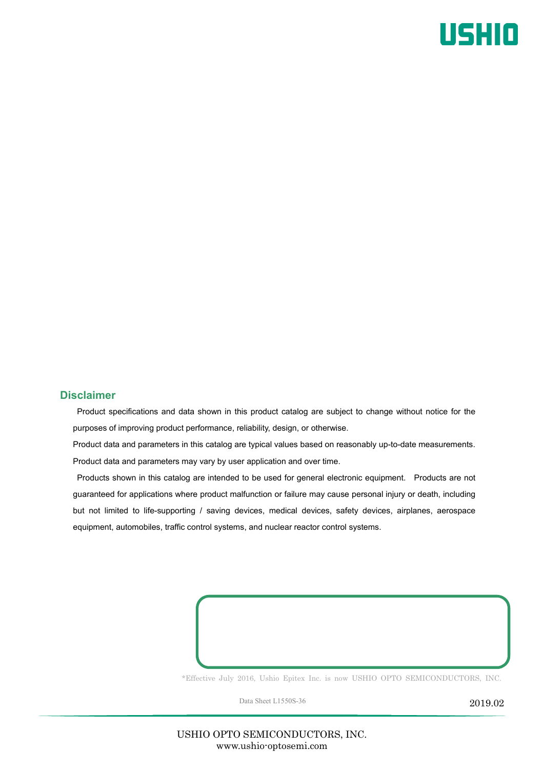## Disclaimer

Product specifications and data shown in this product catalog are subject to change without notice for the purposes of improving product performance, reliability, design, or otherwise.

Product data and parameters in this catalog are typical values based on reasonably up-to-date measurements. Product data and parameters may vary by user application and over time.

Products shown in this catalog are intended to be used for general electronic equipment. Products are not guaranteed for applications where product malfunction or failure may cause personal injury or death, including but not limited to life-supporting / saving devices, medical devices, safety devices, airplanes, aerospace equipment, automobiles, traffic control systems, and nuclear reactor control systems.

*Effective July 2016, Ushio Epitex Inc. is now USHIO OPTO SEMICONDUCTORS, INC.

Data Sheet L1550S-36

2019.02

USHIO OPTO SEMICONDUCTORS, INC.
www.ushio-optosemi.com